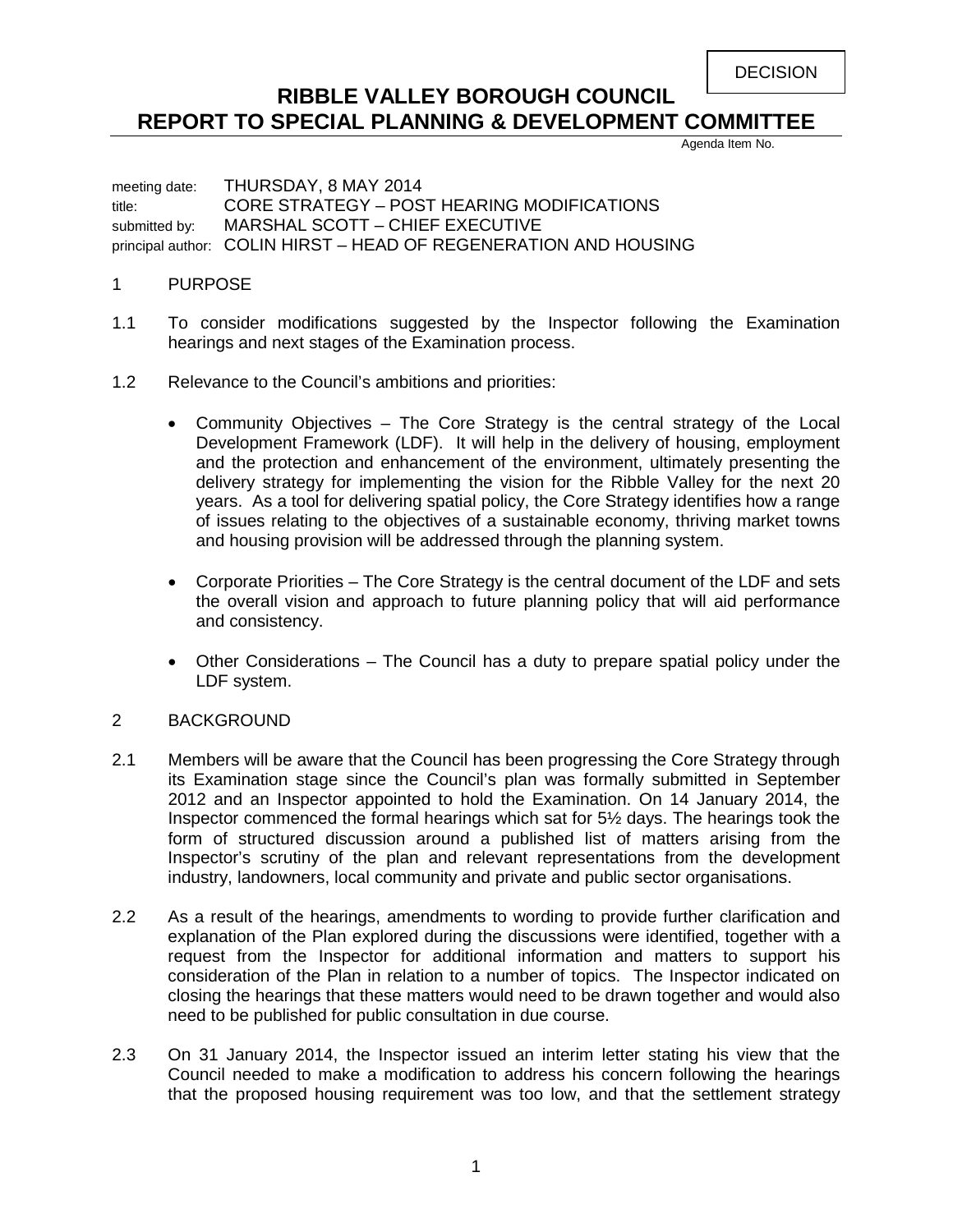DECISION

# RIBBLE VALLEY BOROUGH COUNCIL
# REPORT TO SPECIAL PLANNING & DEVELOPMENT COMMITTEE

Agenda Item No.

meeting date: THURSDAY, 8 MAY 2014
title: CORE STRATEGY – POST HEARING MODIFICATIONS
submitted by: MARSHAL SCOTT – CHIEF EXECUTIVE
principal author: COLIN HIRST – HEAD OF REGENERATION AND HOUSING

## 1 PURPOSE

1.1 To consider modifications suggested by the Inspector following the Examination hearings and next stages of the Examination process.

1.2 Relevance to the Council's ambitions and priorities:

- Community Objectives – The Core Strategy is the central strategy of the Local Development Framework (LDF). It will help in the delivery of housing, employment and the protection and enhancement of the environment, ultimately presenting the delivery strategy for implementing the vision for the Ribble Valley for the next 20 years. As a tool for delivering spatial policy, the Core Strategy identifies how a range of issues relating to the objectives of a sustainable economy, thriving market towns and housing provision will be addressed through the planning system.

- Corporate Priorities – The Core Strategy is the central document of the LDF and sets the overall vision and approach to future planning policy that will aid performance and consistency.

- Other Considerations – The Council has a duty to prepare spatial policy under the LDF system.

## 2 BACKGROUND

2.1 Members will be aware that the Council has been progressing the Core Strategy through its Examination stage since the Council's plan was formally submitted in September 2012 and an Inspector appointed to hold the Examination. On 14 January 2014, the Inspector commenced the formal hearings which sat for 5½ days. The hearings took the form of structured discussion around a published list of matters arising from the Inspector's scrutiny of the plan and relevant representations from the development industry, landowners, local community and private and public sector organisations.

2.2 As a result of the hearings, amendments to wording to provide further clarification and explanation of the Plan explored during the discussions were identified, together with a request from the Inspector for additional information and matters to support his consideration of the Plan in relation to a number of topics. The Inspector indicated on closing the hearings that these matters would need to be drawn together and would also need to be published for public consultation in due course.

2.3 On 31 January 2014, the Inspector issued an interim letter stating his view that the Council needed to make a modification to address his concern following the hearings that the proposed housing requirement was too low, and that the settlement strategy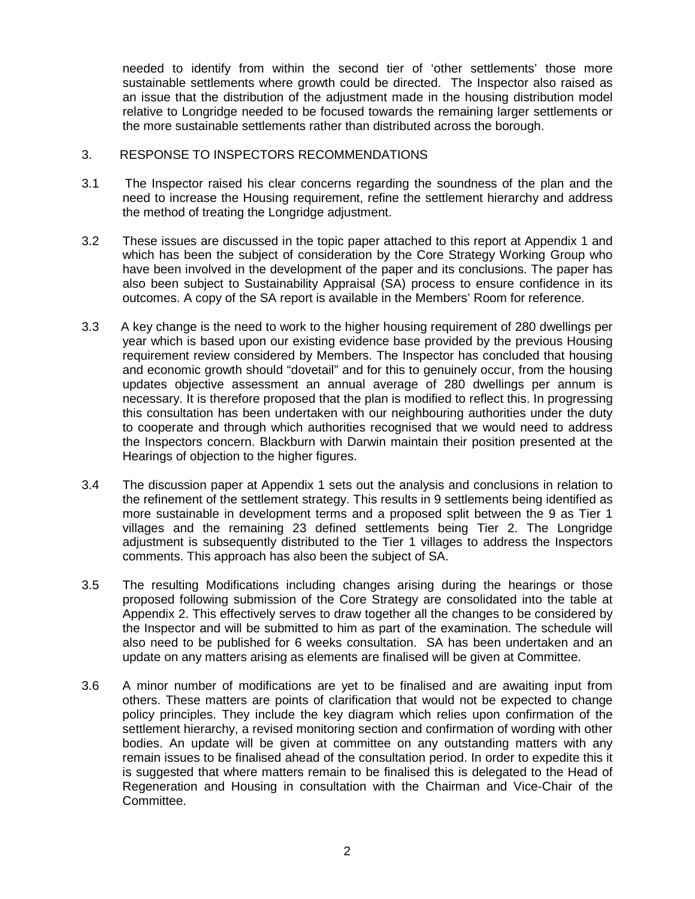needed to identify from within the second tier of 'other settlements' those more sustainable settlements where growth could be directed. The Inspector also raised as an issue that the distribution of the adjustment made in the housing distribution model relative to Longridge needed to be focused towards the remaining larger settlements or the more sustainable settlements rather than distributed across the borough.

## 3. RESPONSE TO INSPECTORS RECOMMENDATIONS

3.1 The Inspector raised his clear concerns regarding the soundness of the plan and the need to increase the Housing requirement, refine the settlement hierarchy and address the method of treating the Longridge adjustment.

3.2 These issues are discussed in the topic paper attached to this report at Appendix 1 and which has been the subject of consideration by the Core Strategy Working Group who have been involved in the development of the paper and its conclusions. The paper has also been subject to Sustainability Appraisal (SA) process to ensure confidence in its outcomes. A copy of the SA report is available in the Members' Room for reference.

3.3 A key change is the need to work to the higher housing requirement of 280 dwellings per year which is based upon our existing evidence base provided by the previous Housing requirement review considered by Members. The Inspector has concluded that housing and economic growth should "dovetail" and for this to genuinely occur, from the housing updates objective assessment an annual average of 280 dwellings per annum is necessary. It is therefore proposed that the plan is modified to reflect this. In progressing this consultation has been undertaken with our neighbouring authorities under the duty to cooperate and through which authorities recognised that we would need to address the Inspectors concern. Blackburn with Darwin maintain their position presented at the Hearings of objection to the higher figures.

3.4 The discussion paper at Appendix 1 sets out the analysis and conclusions in relation to the refinement of the settlement strategy. This results in 9 settlements being identified as more sustainable in development terms and a proposed split between the 9 as Tier 1 villages and the remaining 23 defined settlements being Tier 2. The Longridge adjustment is subsequently distributed to the Tier 1 villages to address the Inspectors comments. This approach has also been the subject of SA.

3.5 The resulting Modifications including changes arising during the hearings or those proposed following submission of the Core Strategy are consolidated into the table at Appendix 2. This effectively serves to draw together all the changes to be considered by the Inspector and will be submitted to him as part of the examination. The schedule will also need to be published for 6 weeks consultation. SA has been undertaken and an update on any matters arising as elements are finalised will be given at Committee.

3.6 A minor number of modifications are yet to be finalised and are awaiting input from others. These matters are points of clarification that would not be expected to change policy principles. They include the key diagram which relies upon confirmation of the settlement hierarchy, a revised monitoring section and confirmation of wording with other bodies. An update will be given at committee on any outstanding matters with any remain issues to be finalised ahead of the consultation period. In order to expedite this it is suggested that where matters remain to be finalised this is delegated to the Head of Regeneration and Housing in consultation with the Chairman and Vice-Chair of the Committee.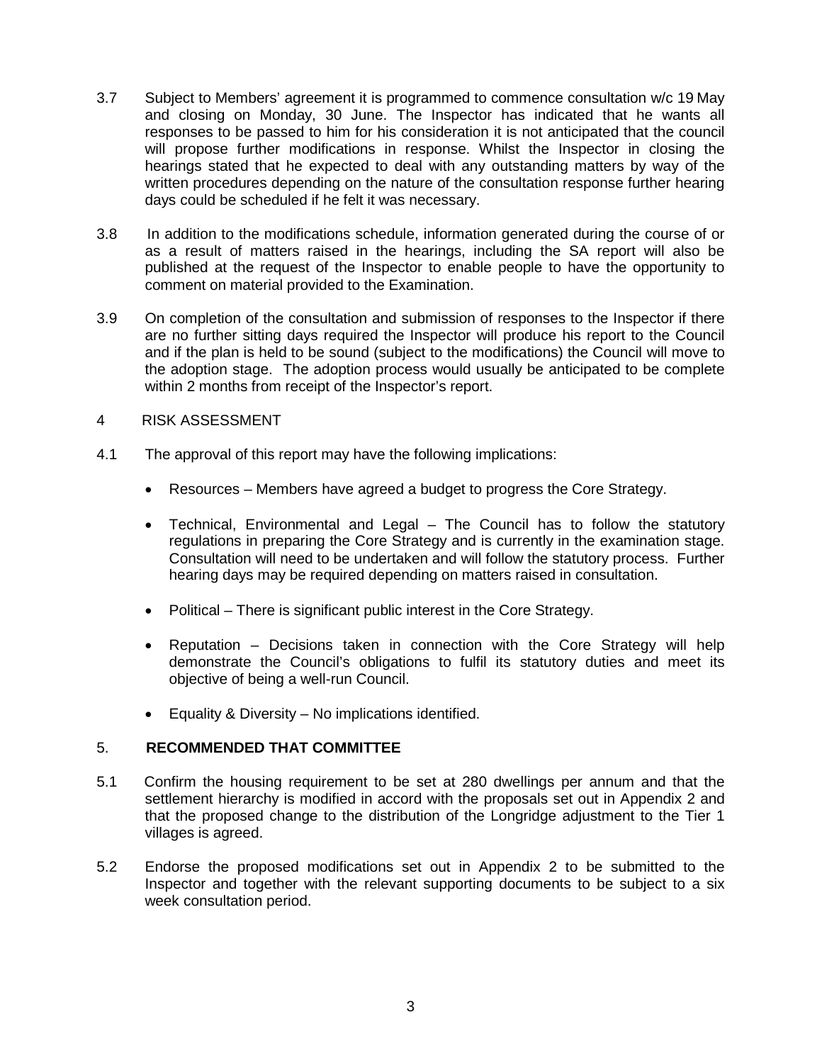3.7 Subject to Members' agreement it is programmed to commence consultation w/c 19 May and closing on Monday, 30 June. The Inspector has indicated that he wants all responses to be passed to him for his consideration it is not anticipated that the council will propose further modifications in response. Whilst the Inspector in closing the hearings stated that he expected to deal with any outstanding matters by way of the written procedures depending on the nature of the consultation response further hearing days could be scheduled if he felt it was necessary.

3.8 In addition to the modifications schedule, information generated during the course of or as a result of matters raised in the hearings, including the SA report will also be published at the request of the Inspector to enable people to have the opportunity to comment on material provided to the Examination.

3.9 On completion of the consultation and submission of responses to the Inspector if there are no further sitting days required the Inspector will produce his report to the Council and if the plan is held to be sound (subject to the modifications) the Council will move to the adoption stage. The adoption process would usually be anticipated to be complete within 2 months from receipt of the Inspector's report.

4 RISK ASSESSMENT

4.1 The approval of this report may have the following implications:

- Resources – Members have agreed a budget to progress the Core Strategy.
- Technical, Environmental and Legal – The Council has to follow the statutory regulations in preparing the Core Strategy and is currently in the examination stage. Consultation will need to be undertaken and will follow the statutory process. Further hearing days may be required depending on matters raised in consultation.
- Political – There is significant public interest in the Core Strategy.
- Reputation – Decisions taken in connection with the Core Strategy will help demonstrate the Council's obligations to fulfil its statutory duties and meet its objective of being a well-run Council.
- Equality & Diversity – No implications identified.

5. **RECOMMENDED THAT COMMITTEE**

5.1 Confirm the housing requirement to be set at 280 dwellings per annum and that the settlement hierarchy is modified in accord with the proposals set out in Appendix 2 and that the proposed change to the distribution of the Longridge adjustment to the Tier 1 villages is agreed.

5.2 Endorse the proposed modifications set out in Appendix 2 to be submitted to the Inspector and together with the relevant supporting documents to be subject to a six week consultation period.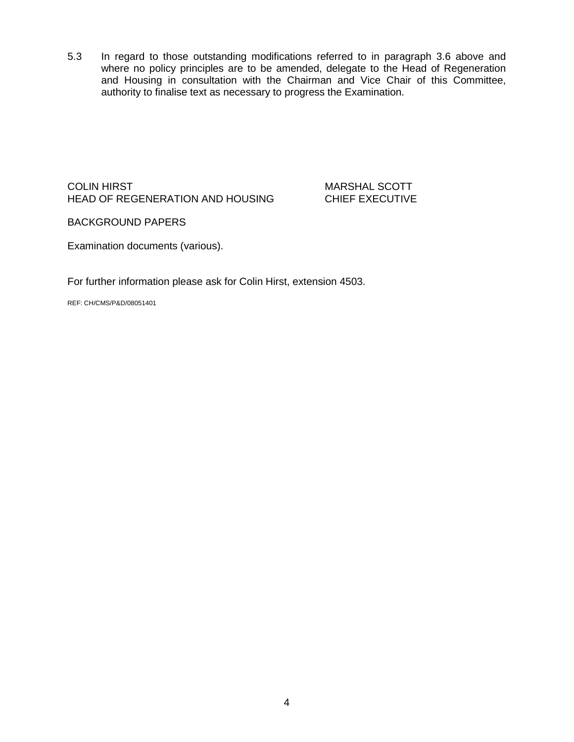5.3 In regard to those outstanding modifications referred to in paragraph 3.6 above and where no policy principles are to be amended, delegate to the Head of Regeneration and Housing in consultation with the Chairman and Vice Chair of this Committee, authority to finalise text as necessary to progress the Examination.

| | |
|---|---|
| COLIN HIRST<br>HEAD OF REGENERATION AND HOUSING | MARSHAL SCOTT<br>CHIEF EXECUTIVE |

BACKGROUND PAPERS

Examination documents (various).

For further information please ask for Colin Hirst, extension 4503.

REF: CH/CMS/P&D/08051401